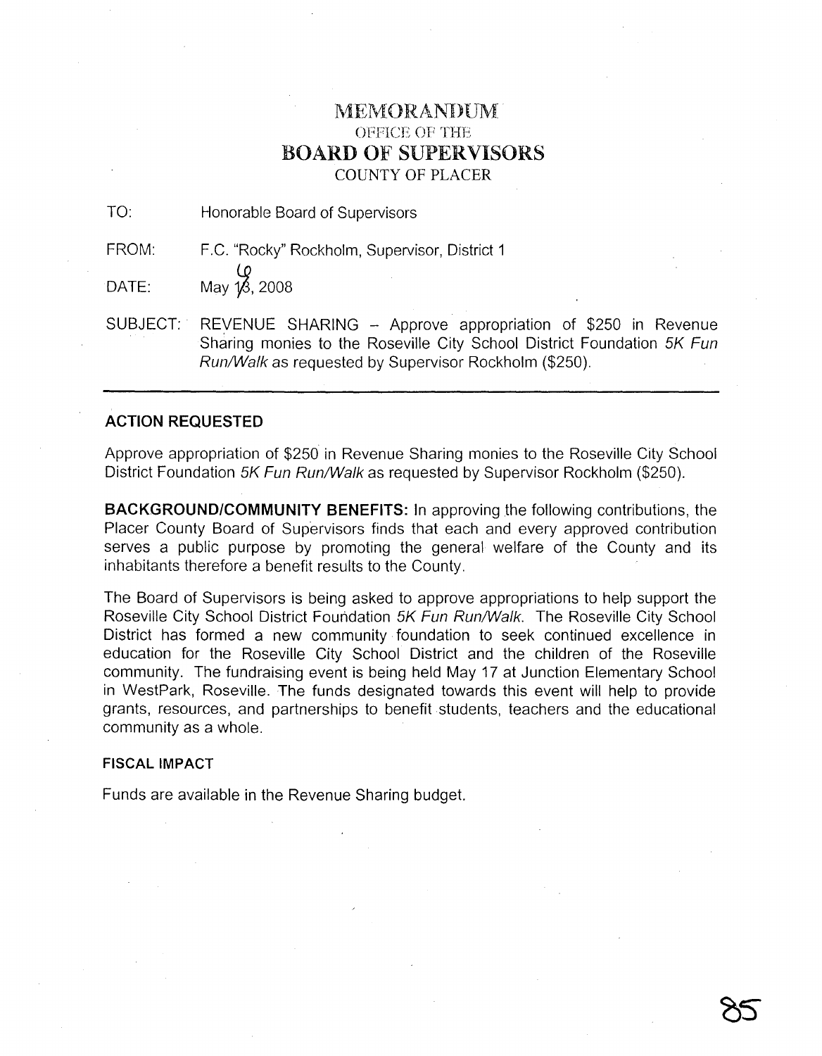# MEMORANDUM
## OFFICE OF THE
## BOARD OF SUPERVISORS
### COUNTY OF PLACER

TO: Honorable Board of Supervisors

FROM: F.C. "Rocky" Rockholm, Supervisor, District 1

DATE: May 16, 2008

SUBJECT: REVENUE SHARING – Approve appropriation of $250 in Revenue Sharing monies to the Roseville City School District Foundation *5K Fun Run/Walk* as requested by Supervisor Rockholm ($250).

---

**ACTION REQUESTED**

Approve appropriation of $250 in Revenue Sharing monies to the Roseville City School District Foundation *5K Fun Run/Walk* as requested by Supervisor Rockholm ($250).

**BACKGROUND/COMMUNITY BENEFITS:** In approving the following contributions, the Placer County Board of Supervisors finds that each and every approved contribution serves a public purpose by promoting the general welfare of the County and its inhabitants therefore a benefit results to the County.

The Board of Supervisors is being asked to approve appropriations to help support the Roseville City School District Foundation *5K Fun Run/Walk*. The Roseville City School District has formed a new community foundation to seek continued excellence in education for the Roseville City School District and the children of the Roseville community. The fundraising event is being held May 17 at Junction Elementary School in WestPark, Roseville. The funds designated towards this event will help to provide grants, resources, and partnerships to benefit students, teachers and the educational community as a whole.

**FISCAL IMPACT**

Funds are available in the Revenue Sharing budget.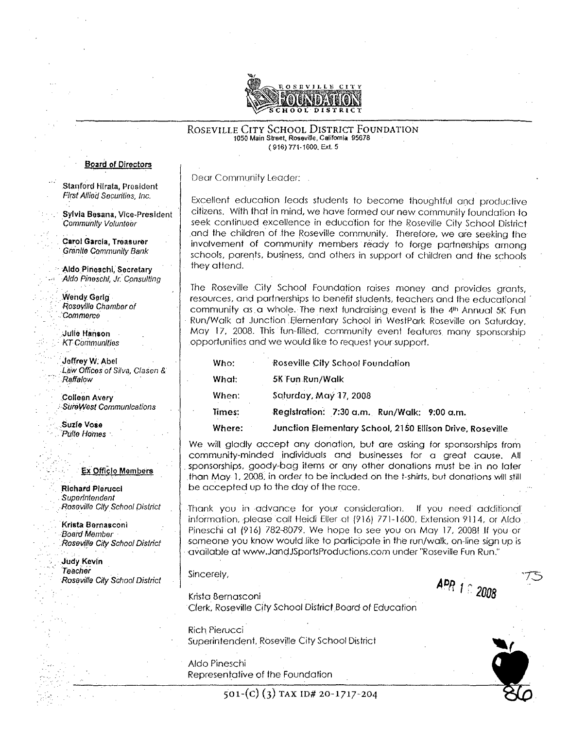ROSEVILLE CITY SCHOOL DISTRICT FOUNDATION
1050 Main Street, Roseville, California 95678
(916) 771-1600, Ext. 5

**Board of Directors**

**Stanford Hirata, President**
*First Allied Securities, Inc.*

**Sylvia Besana, Vice-President**
*Community Volunteer*

**Carol Garcia, Treasurer**
*Granite Community Bank*

**Aldo Pineschi, Secretary**
*Aldo Pineschi, Jr. Consulting*

**Wendy Gerig**
*Roseville Chamber of Commerce*

**Julie Hanson**
*KT Communities*

**Jeffrey W. Abel**
*Law Offices of Silva, Clasen & Raffalow*

**Colleen Avery**
*SureWest Communications*

**Suzie Vose**
*Pulte Homes*

**Ex Officio Members**

**Richard Pierucci**
*Superintendent*
*Roseville City School District*

**Krista Bernasconi**
*Board Member*
*Roseville City School District*

**Judy Kevin**
*Teacher*
*Roseville City School District*

Dear Community Leader:

Excellent education leads students to become thoughtful and productive citizens. With that in mind, we have formed our new community foundation to seek continued excellence in education for the Roseville City School District and the children of the Roseville community. Therefore, we are seeking the involvement of community members ready to forge partnerships among schools, parents, business, and others in support of children and the schools they attend.

The Roseville City School Foundation raises money and provides grants, resources, and partnerships to benefit students, teachers and the educational community as a whole. The next fundraising event is the 4th Annual 5K Fun Run/Walk at Junction Elementary School in WestPark Roseville on Saturday, May 17, 2008. This fun-filled, community event features many sponsorship opportunities and we would like to request your support.

| | |
|---|---|
| **Who:** | **Roseville City School Foundation** |
| **What:** | **5K Fun Run/Walk** |
| **When:** | **Saturday, May 17, 2008** |
| **Times:** | **Registration: 7:30 a.m. Run/Walk: 9:00 a.m.** |
| **Where:** | **Junction Elementary School, 2150 Ellison Drive, Roseville** |

We will gladly accept any donation, but are asking for sponsorships from community-minded individuals and businesses for a great cause. All sponsorships, goody-bag items or any other donations must be in no later than May 1, 2008, in order to be included on the t-shirts, but donations will still be accepted up to the day of the race.

Thank you in advance for your consideration. If you need additional information, please call Heidi Eller at (916) 771-1600, Extension 9114, or Aldo Pineschi at (916) 782-8079. We hope to see you on May 17, 2008! If you or someone you know would like to participate in the run/walk, on-line sign up is available at www.JandJSportsProductions.com under "Roseville Fun Run."

Sincerely,

APR 1 2008

Krista Bernasconi
Clerk, Roseville City School District Board of Education

Rich Pierucci
Superintendent, Roseville City School District

Aldo Pineschi
Representative of the Foundation

501-(c) (3) TAX ID# 20-1717-204